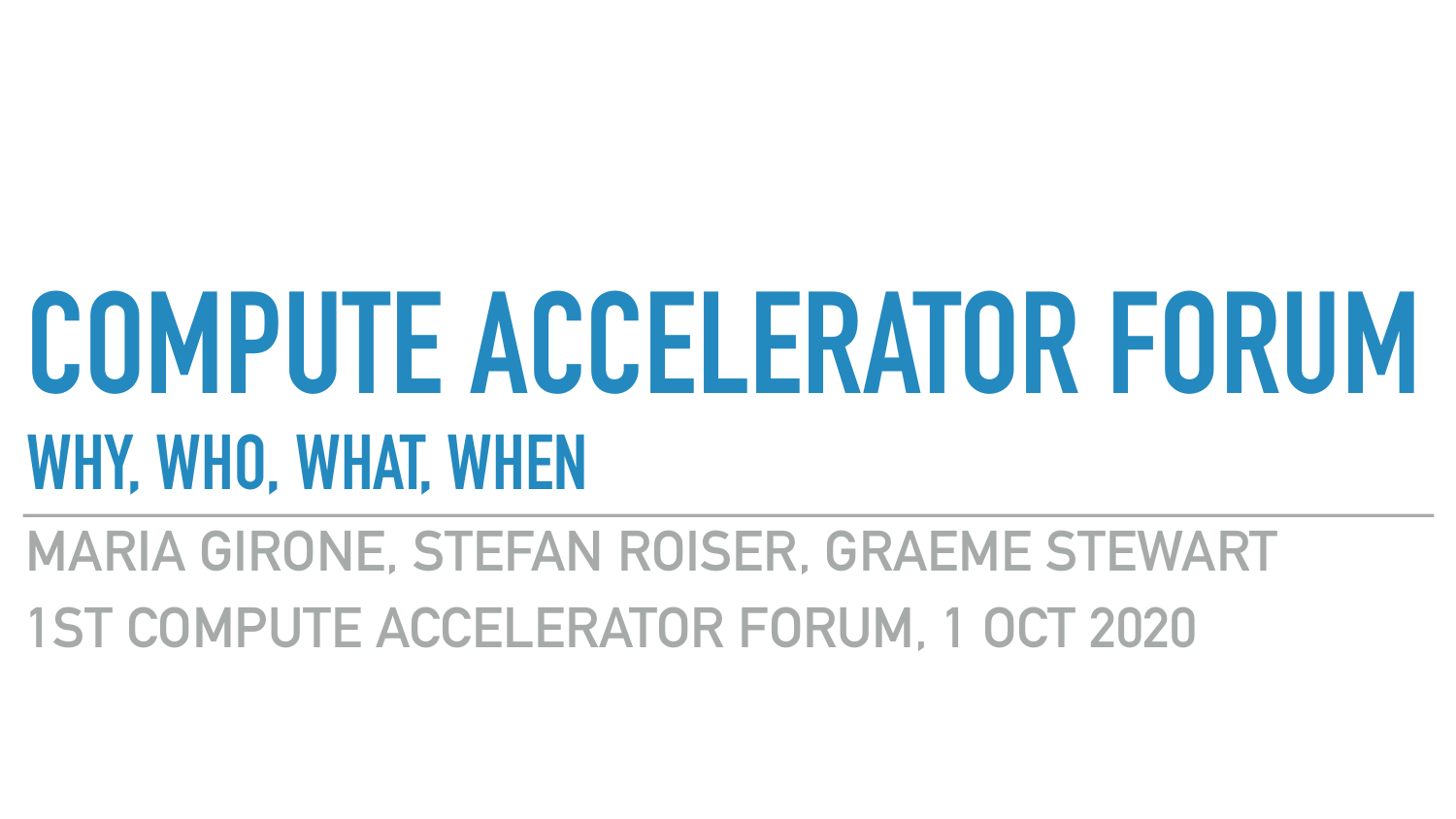# COMPUTE ACCELERATOR FORUM

## WHY, WHO, WHAT, WHEN

---

MARIA GIRONE, STEFAN ROISER, GRAEME STEWART

1ST COMPUTE ACCELERATOR FORUM, 1 OCT 2020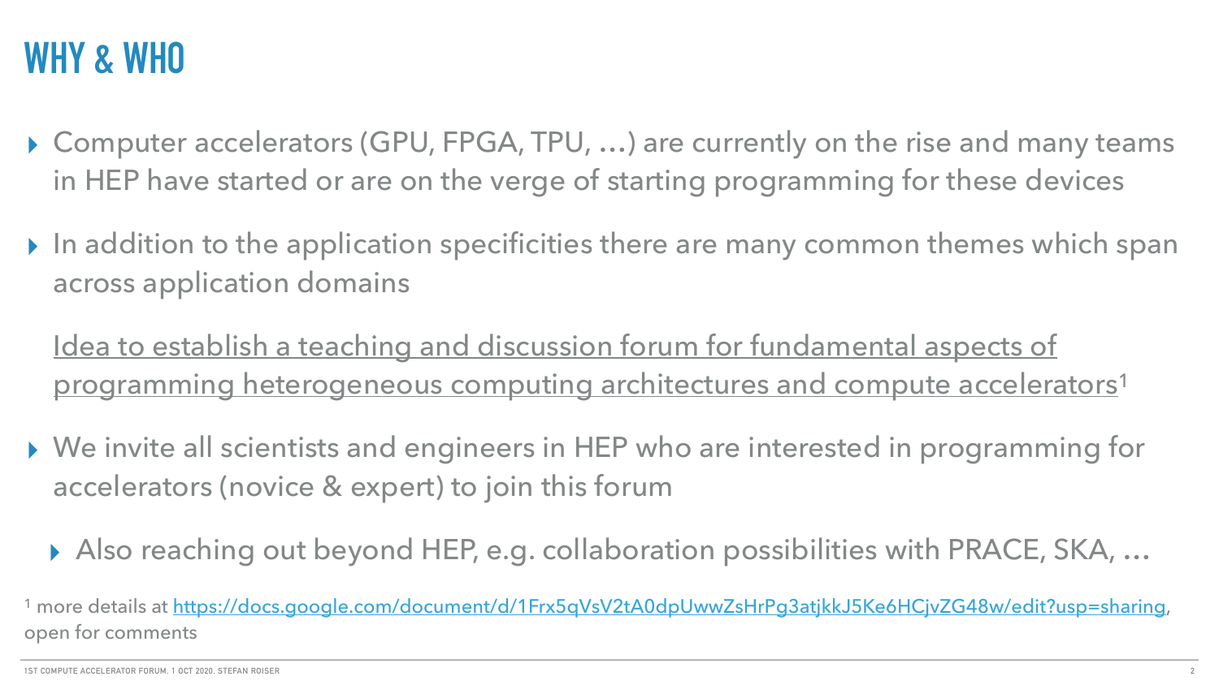# WHY & WHO

- Computer accelerators (GPU, FPGA, TPU, …) are currently on the rise and many teams in HEP have started or are on the verge of starting programming for these devices
- In addition to the application specificities there are many common themes which span across application domains

  Idea to establish a teaching and discussion forum for fundamental aspects of programming heterogeneous computing architectures and compute accelerators[1]

- We invite all scientists and engineers in HEP who are interested in programming for accelerators (novice & expert) to join this forum
  - Also reaching out beyond HEP, e.g. collaboration possibilities with PRACE, SKA, …

[1] more details at https://docs.google.com/document/d/1Frx5qVsV2tA0dpUwwZsHrPg3atjkkJ5Ke6HCjvZG48w/edit?usp=sharing, open for comments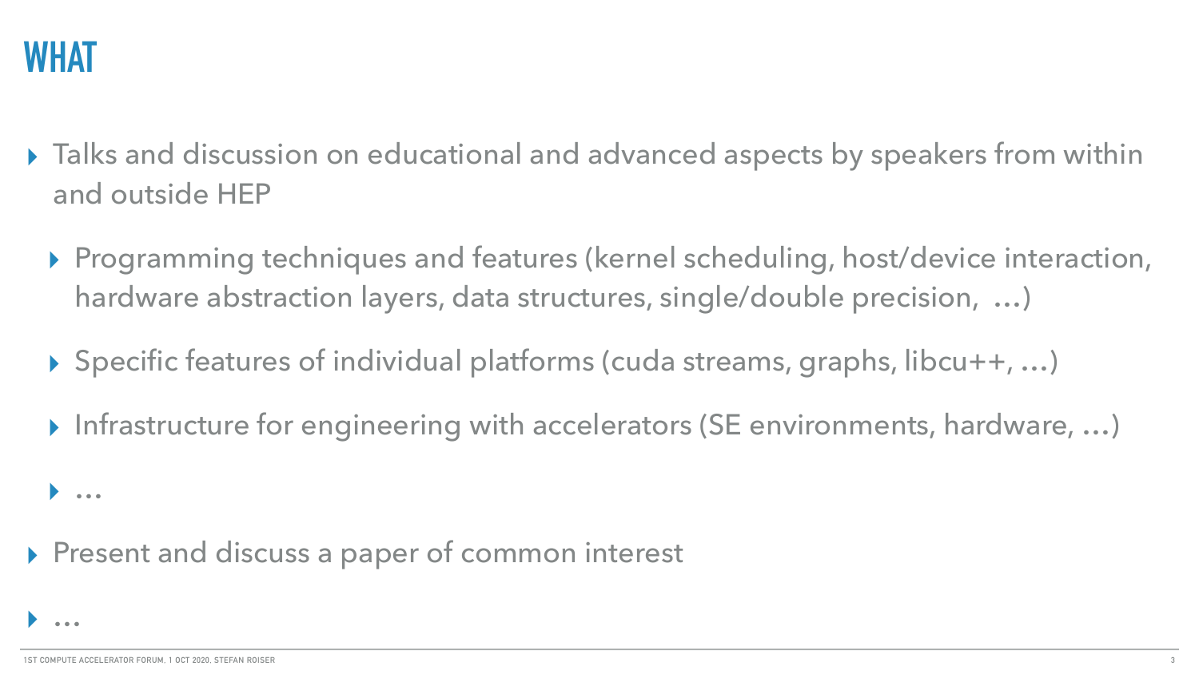# WHAT

- Talks and discussion on educational and advanced aspects by speakers from within and outside HEP
  - Programming techniques and features (kernel scheduling, host/device interaction, hardware abstraction layers, data structures, single/double precision, …)
  - Specific features of individual platforms (cuda streams, graphs, libcu++, …)
  - Infrastructure for engineering with accelerators (SE environments, hardware, …)
  - …
- Present and discuss a paper of common interest
- …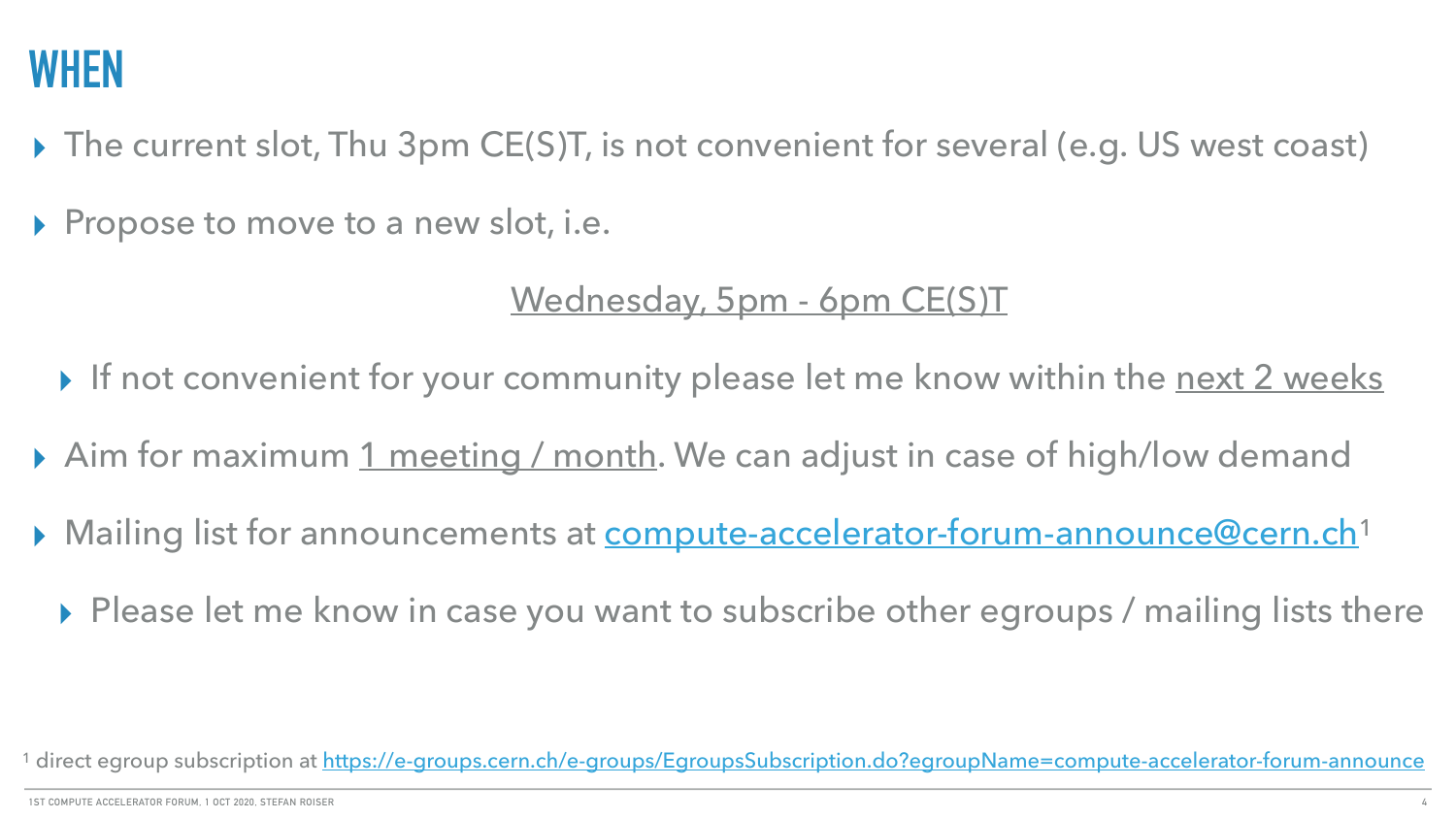# WHEN

- The current slot, Thu 3pm CE(S)T, is not convenient for several (e.g. US west coast)
- Propose to move to a new slot, i.e.

  <u>Wednesday, 5pm - 6pm CE(S)T</u>

  - If not convenient for your community please let me know within the <u>next 2 weeks</u>
- Aim for maximum <u>1 meeting / month</u>. We can adjust in case of high/low demand
- Mailing list for announcements at [compute-accelerator-forum-announce@cern.ch](mailto:compute-accelerator-forum-announce@cern.ch)[1]
  - Please let me know in case you want to subscribe other egroups / mailing lists there

[1] direct egroup subscription at https://e-groups.cern.ch/e-groups/EgroupsSubscription.do?egroupName=compute-accelerator-forum-announce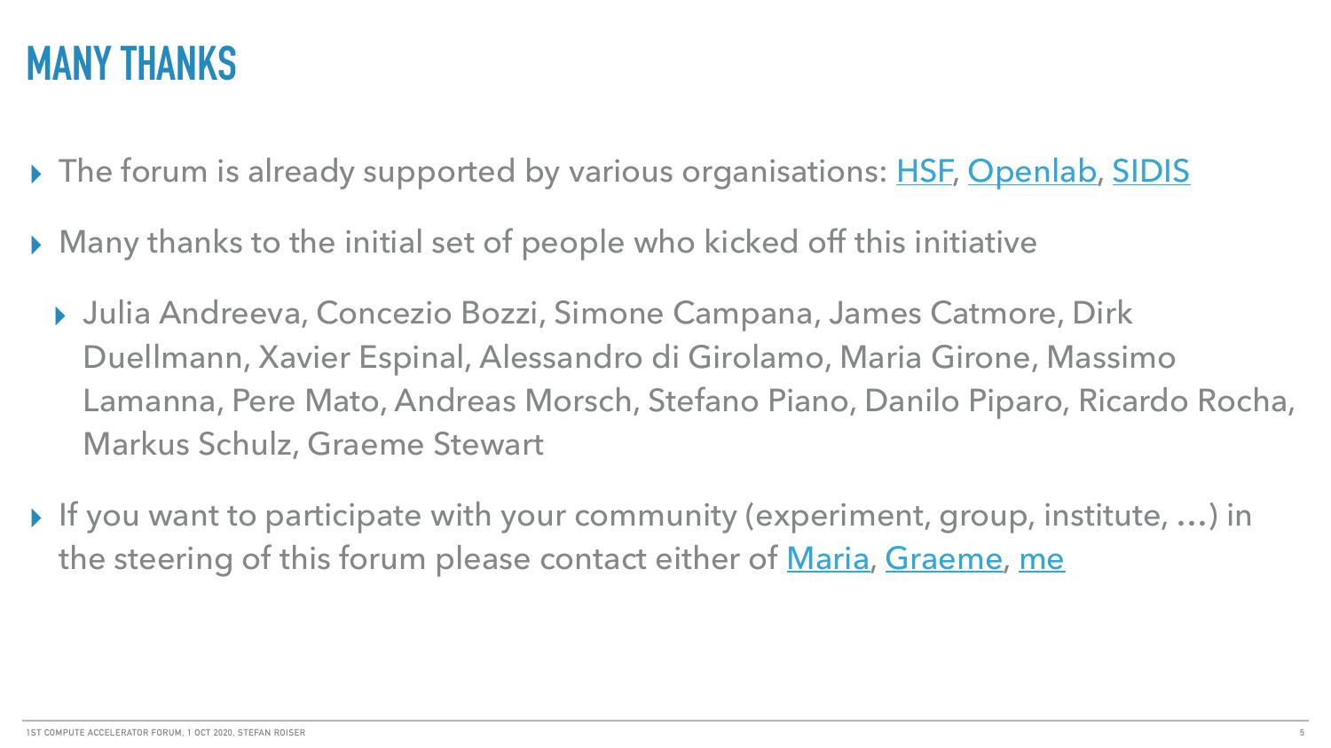# MANY THANKS

- The forum is already supported by various organisations: HSF, Openlab, SIDIS
- Many thanks to the initial set of people who kicked off this initiative
  - Julia Andreeva, Concezio Bozzi, Simone Campana, James Catmore, Dirk Duellmann, Xavier Espinal, Alessandro di Girolamo, Maria Girone, Massimo Lamanna, Pere Mato, Andreas Morsch, Stefano Piano, Danilo Piparo, Ricardo Rocha, Markus Schulz, Graeme Stewart
- If you want to participate with your community (experiment, group, institute, …) in the steering of this forum please contact either of Maria, Graeme, me